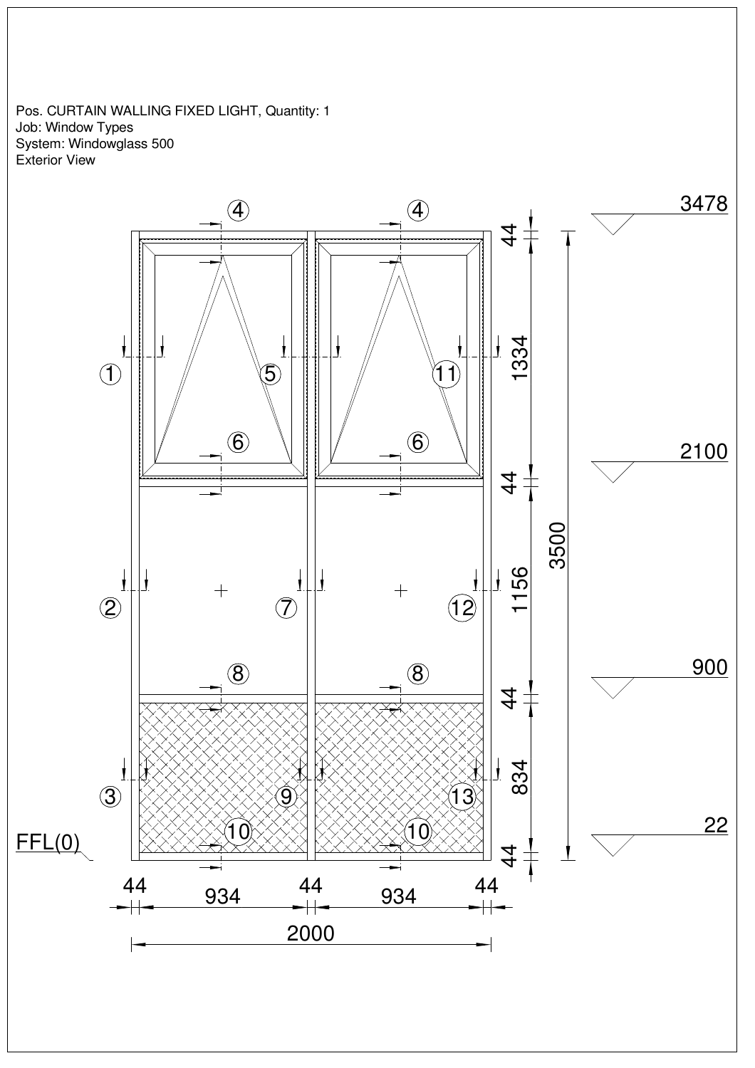Pos. CURTAIN WALLING FIXED LIGHT, Quantity: 1
Job: Window Types
System: Windowglass 500
Exterior View

4 4

1 5 11

6 6

2 7 12

8 8

3 9 13

10 10

FFL(0)

44 934 44 934 44

2000

44
1334
44
1156
44
834
44

3500

3478
2100
900
22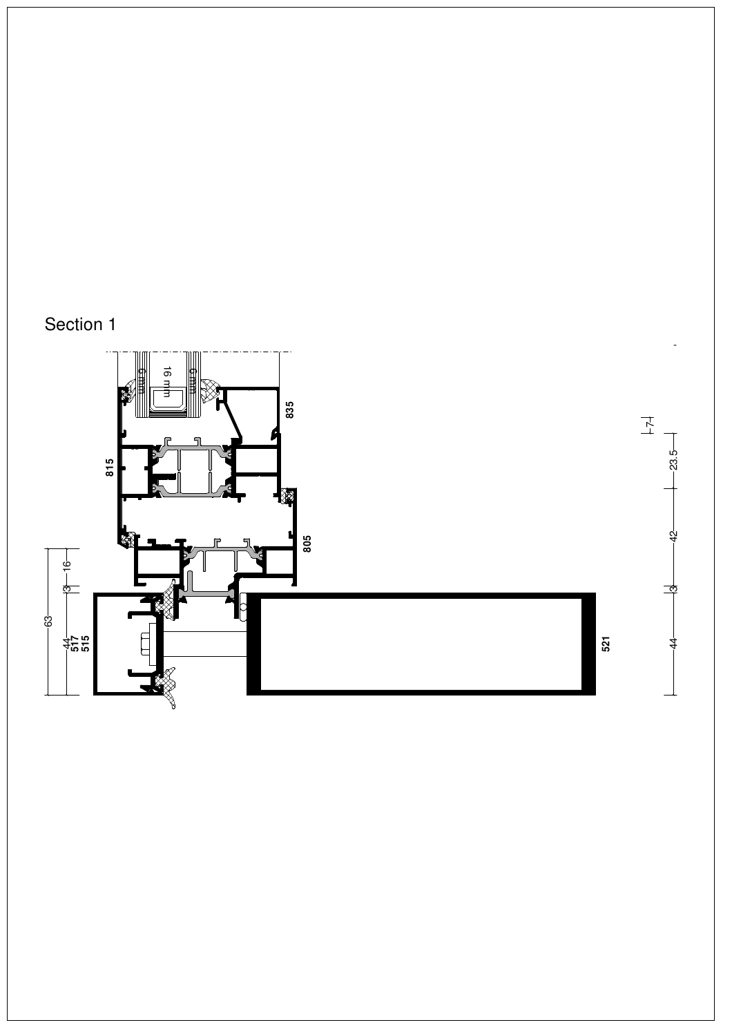Section 1

16 mm

6 mm

6 mm

835

815

805

16

3

63

44

517

515

521

7

23.5

42

3

44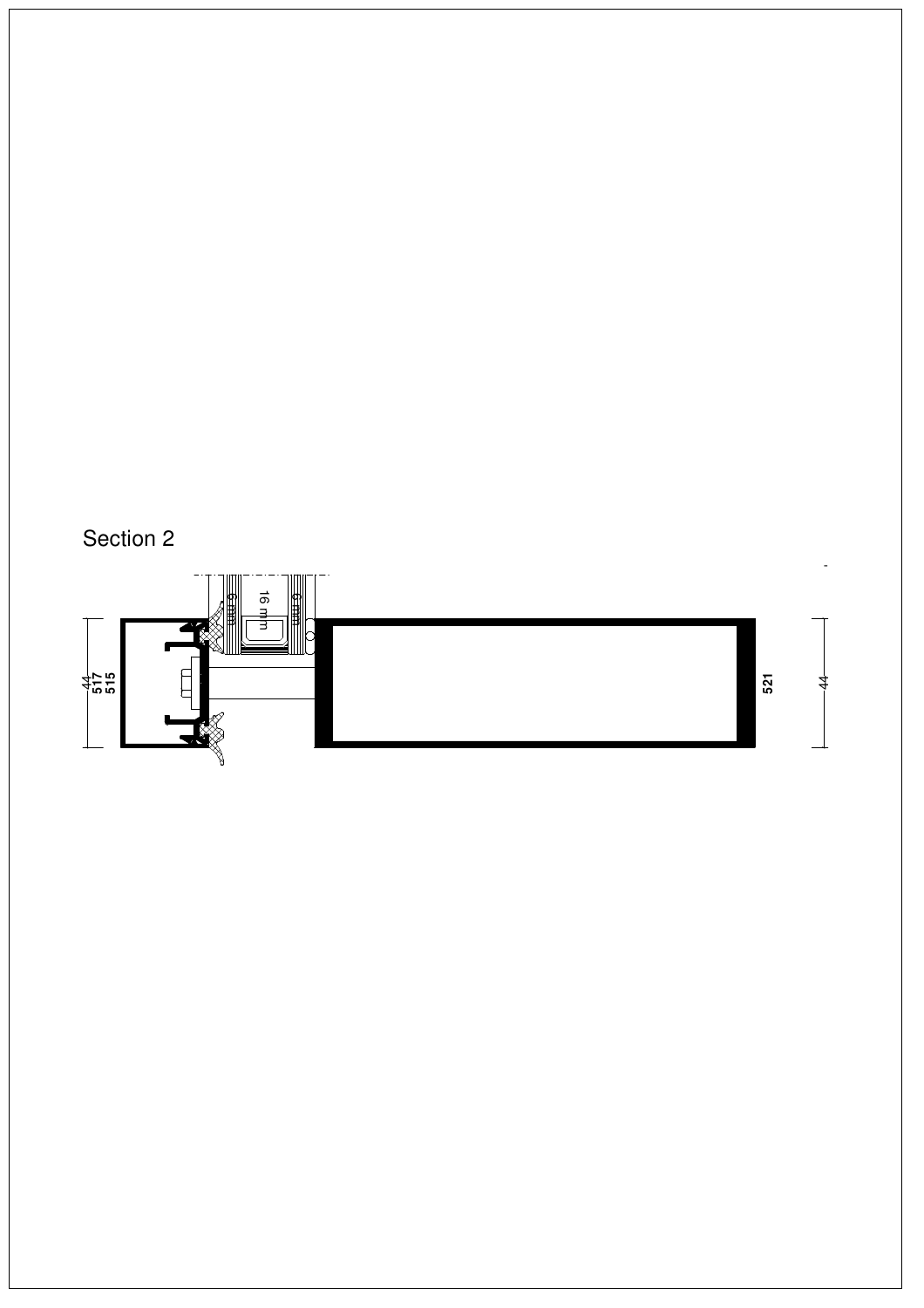Section 2

16 mm

6 mm

6 mm

44

517

515

521

44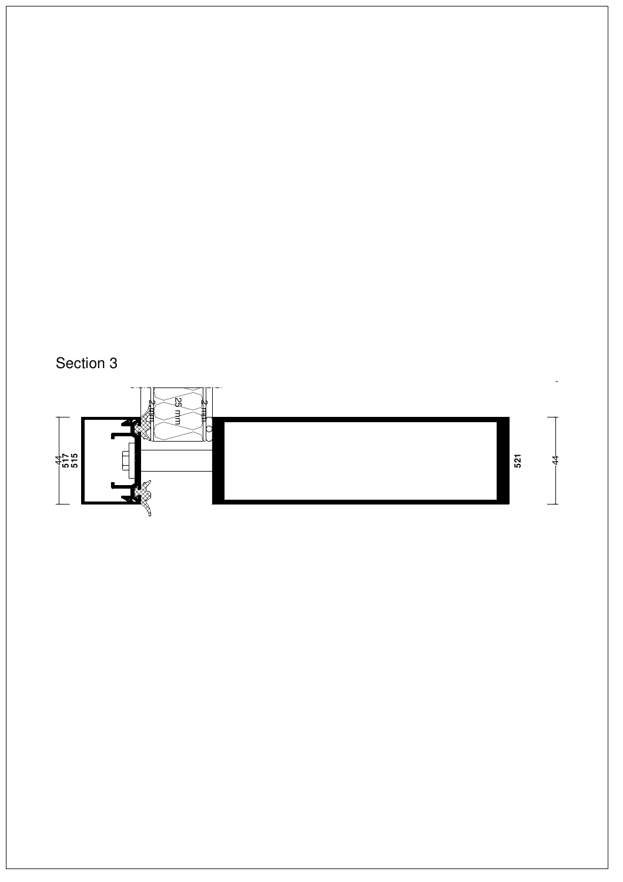Section 3

2 mm

25 mm

2 mm

44
517
515

521

44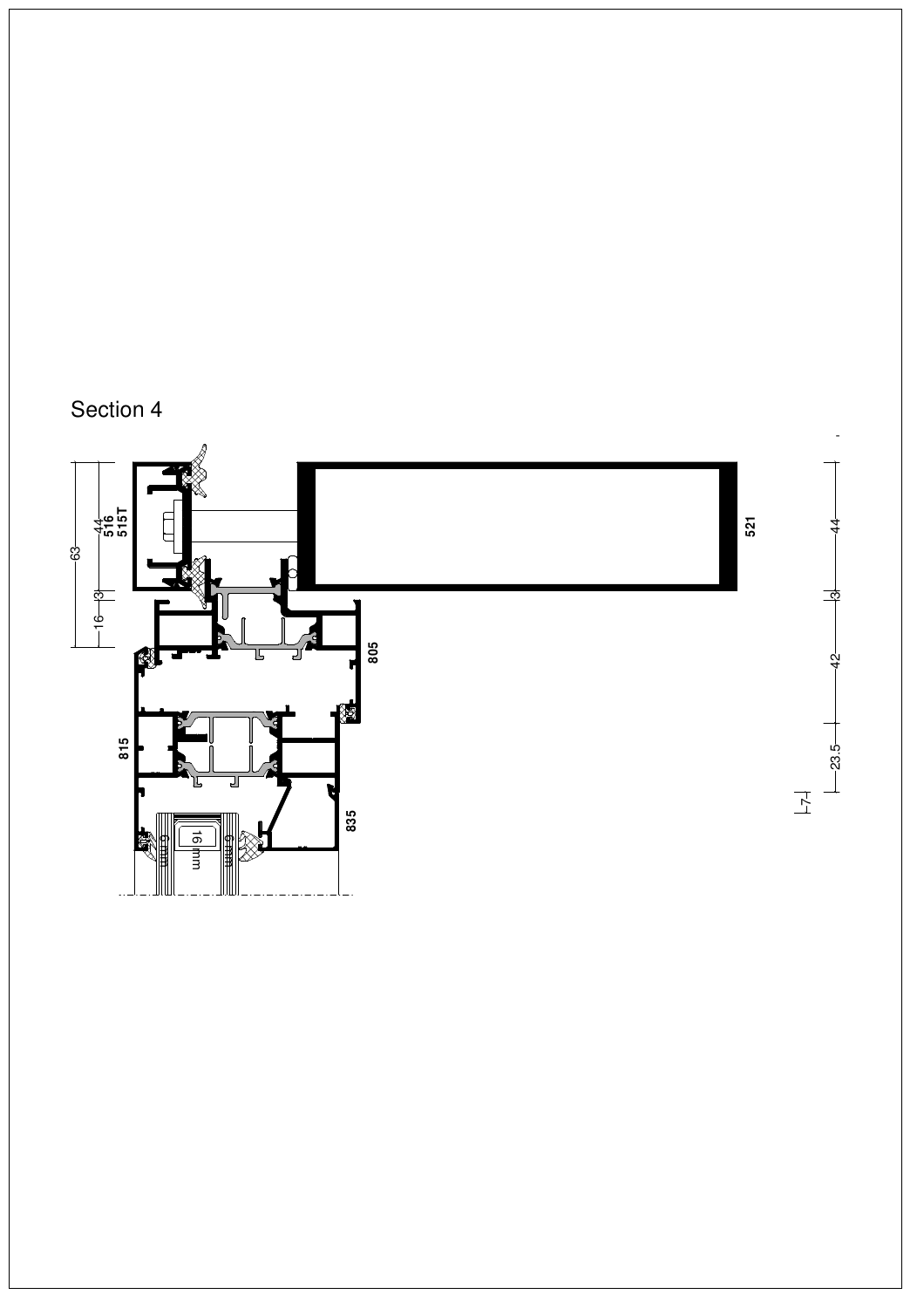# Section 4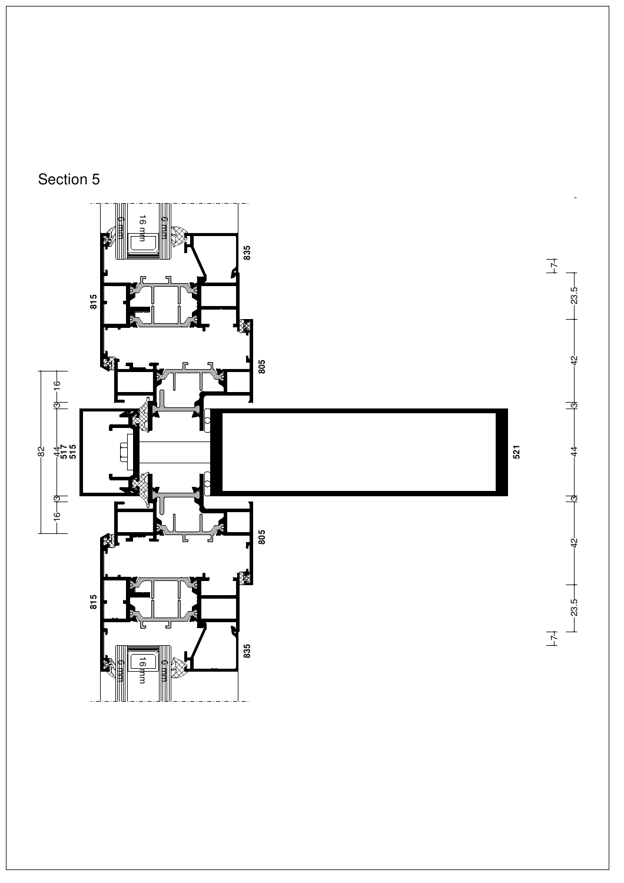Section 5

815

835

805

82

16

3

44

517

515

3

16

521

805

815

835

16 mm

6 mm

6 mm

16 mm

6 mm

6 mm

7

23.5

42

3

44

3

42

23.5

7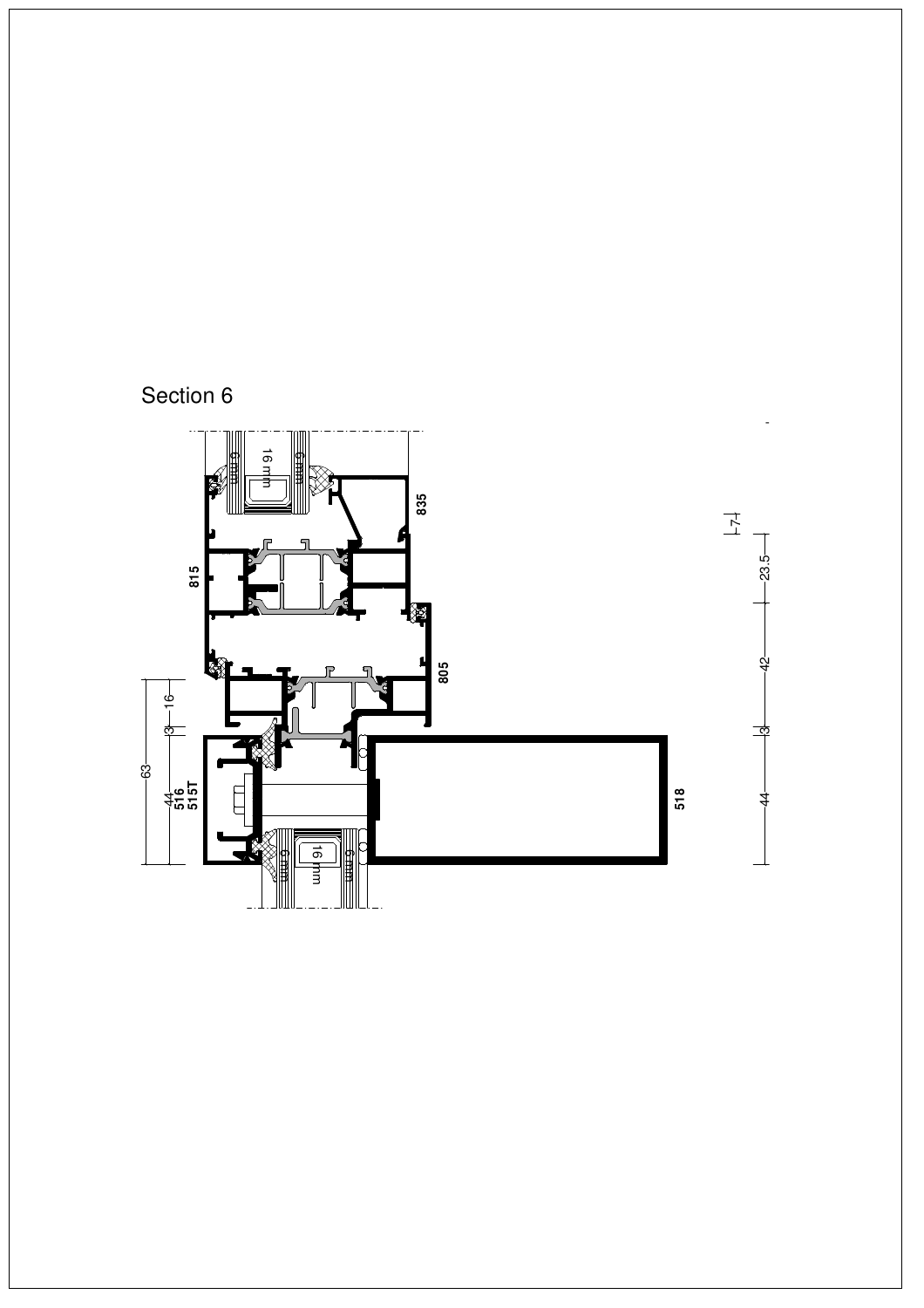# Section 6

815

835

805

518

516

515T

16 mm

6 mm

6 mm

16 mm

6 mm

6 mm

63

16

3

44

7

23.5

42

3

44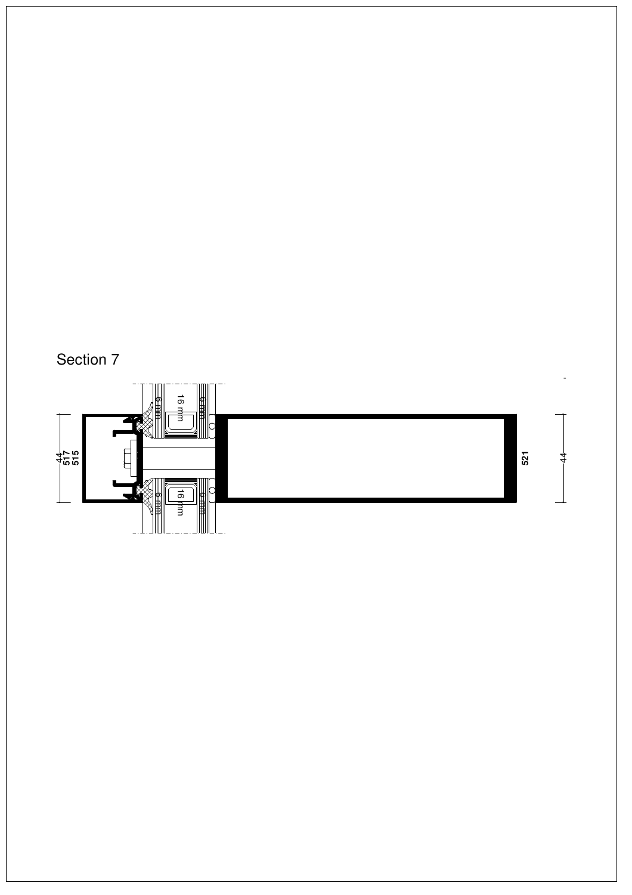# Section 7

16 mm

6 mm

6 mm

44
517
515

521

44

16 mm

6 mm

6 mm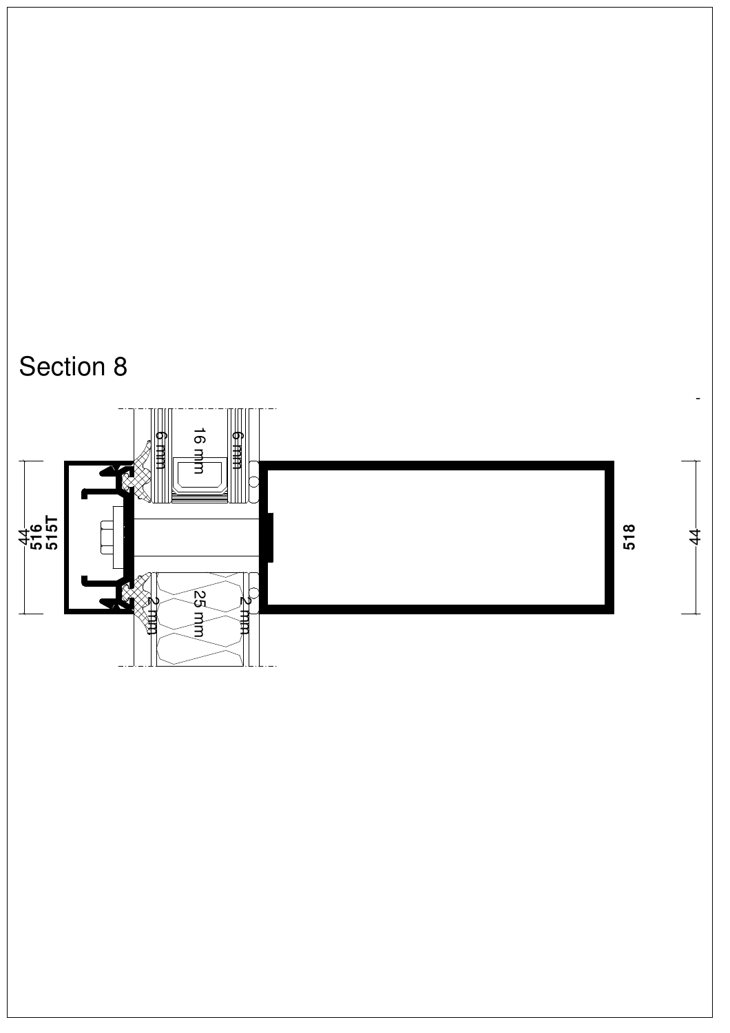# Section 8

16 mm

6 mm

6 mm

44

516

515T

518

44

25 mm

2 mm

2 mm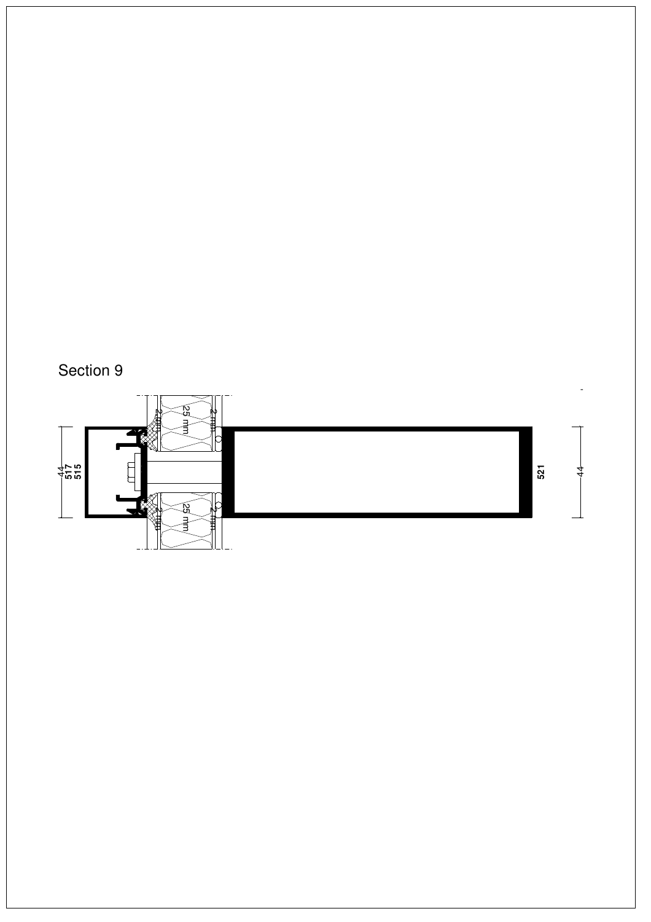Section 9

25 mm

2 mm

2 mm

44

517

515

521

44

25 mm

2 mm

2 mm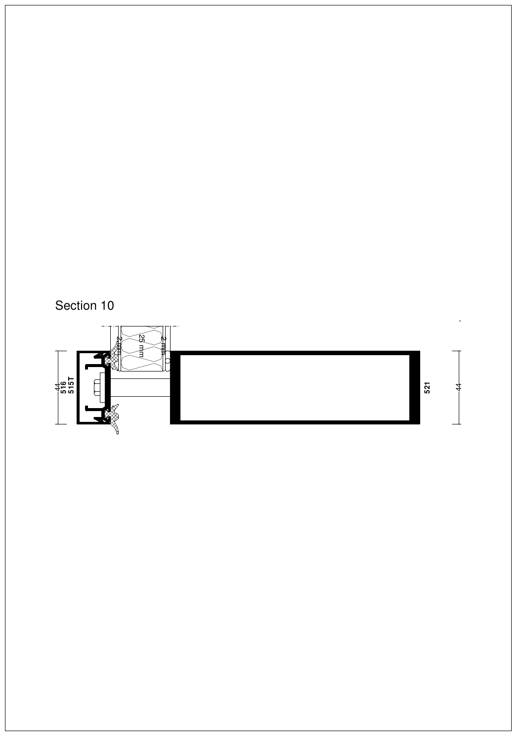## Section 10

2 mm

25 mm

2 mm

44
516
515T

521

44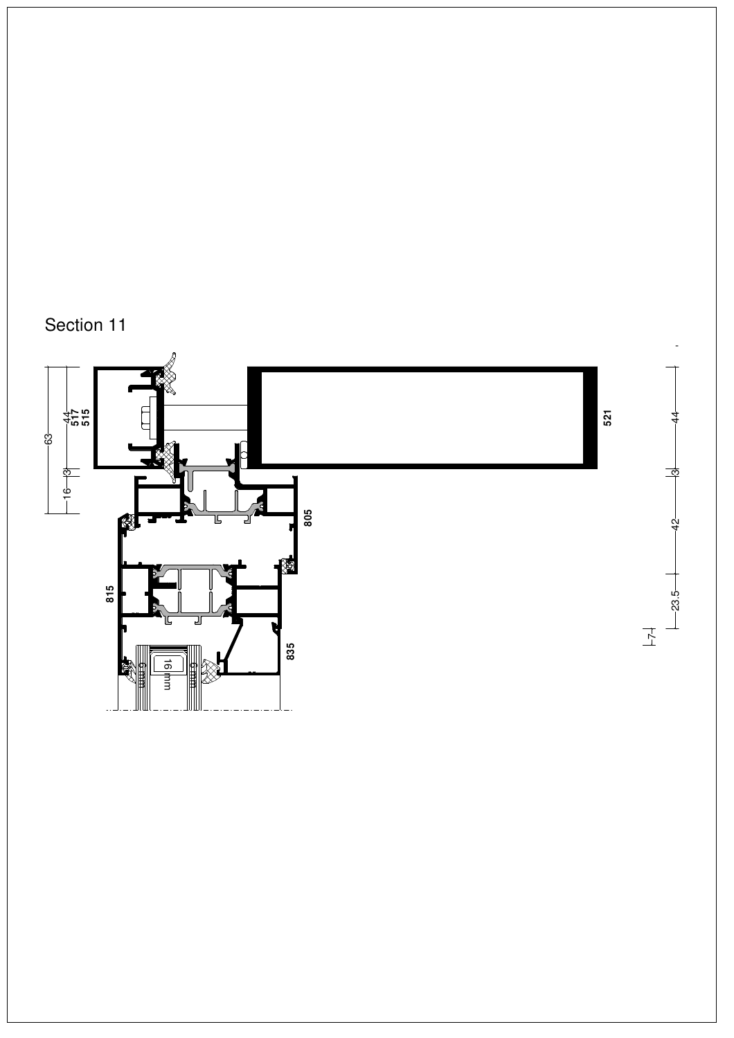# Section 11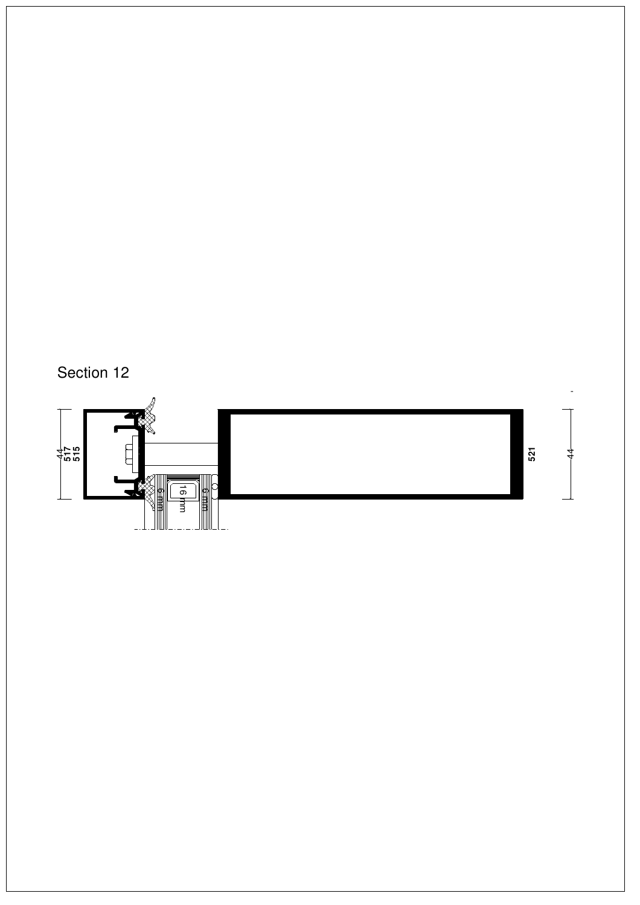# Section 12

44
517
515

16 mm
6 mm
6 mm

521

44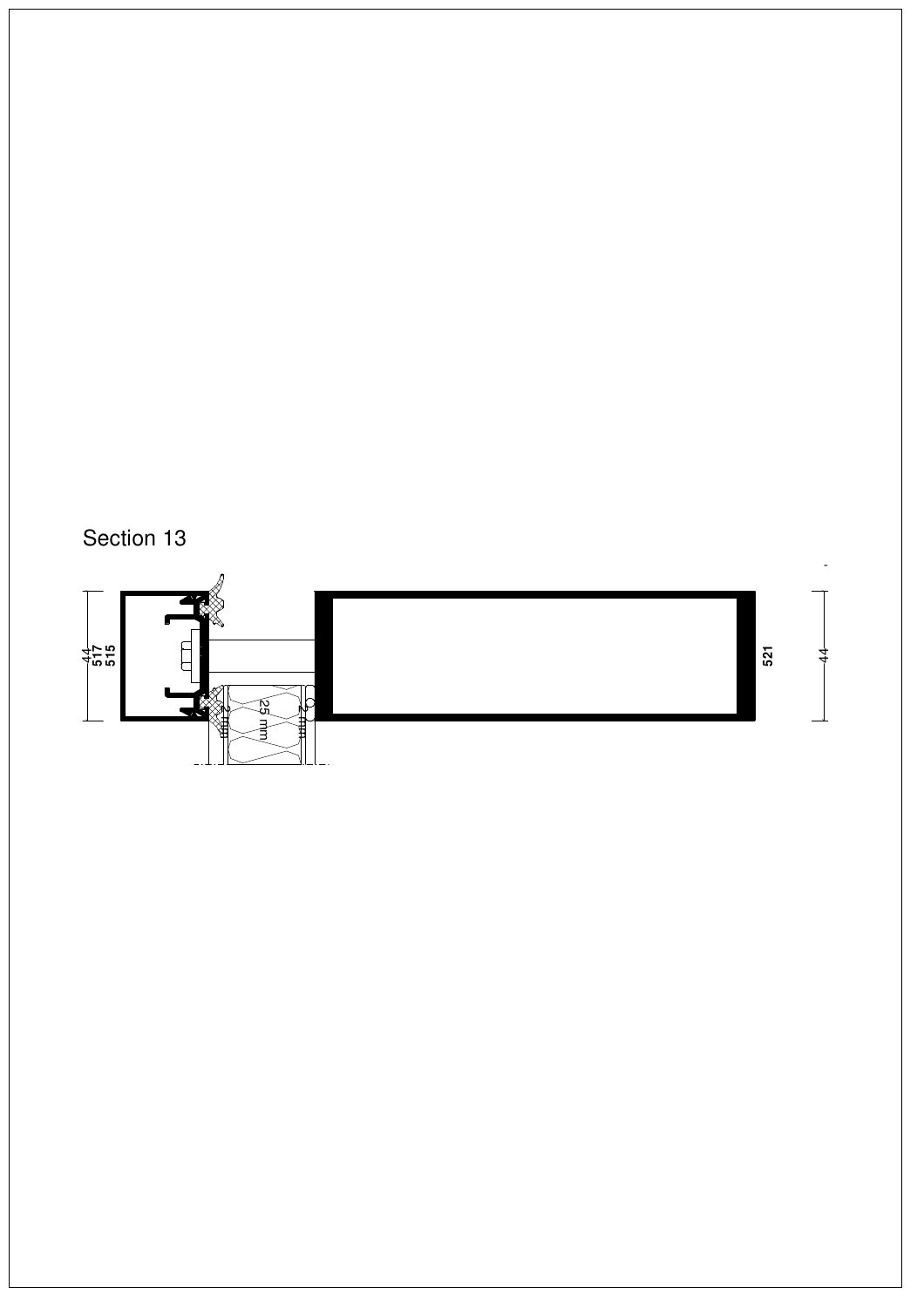Section 13

44
517
515

25 mm
2 mm
2 mm

521

44